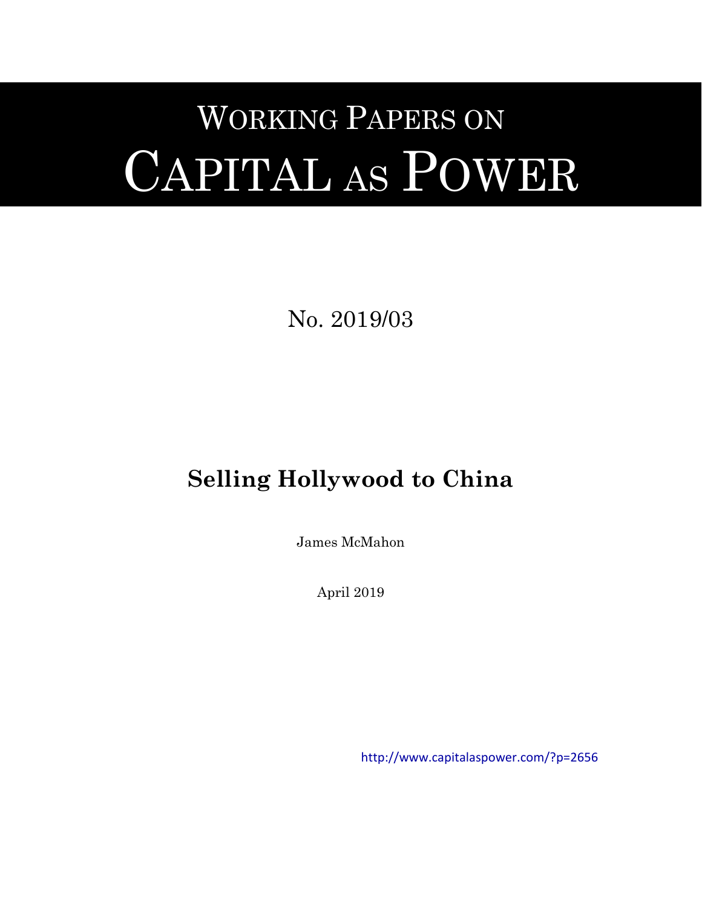# WORKING PAPERS ON CAPITAL AS POWER

No. 2019/03

## Selling Hollywood to China

James McMahon

April 2019

http://www.capitalaspower.com/?p=2656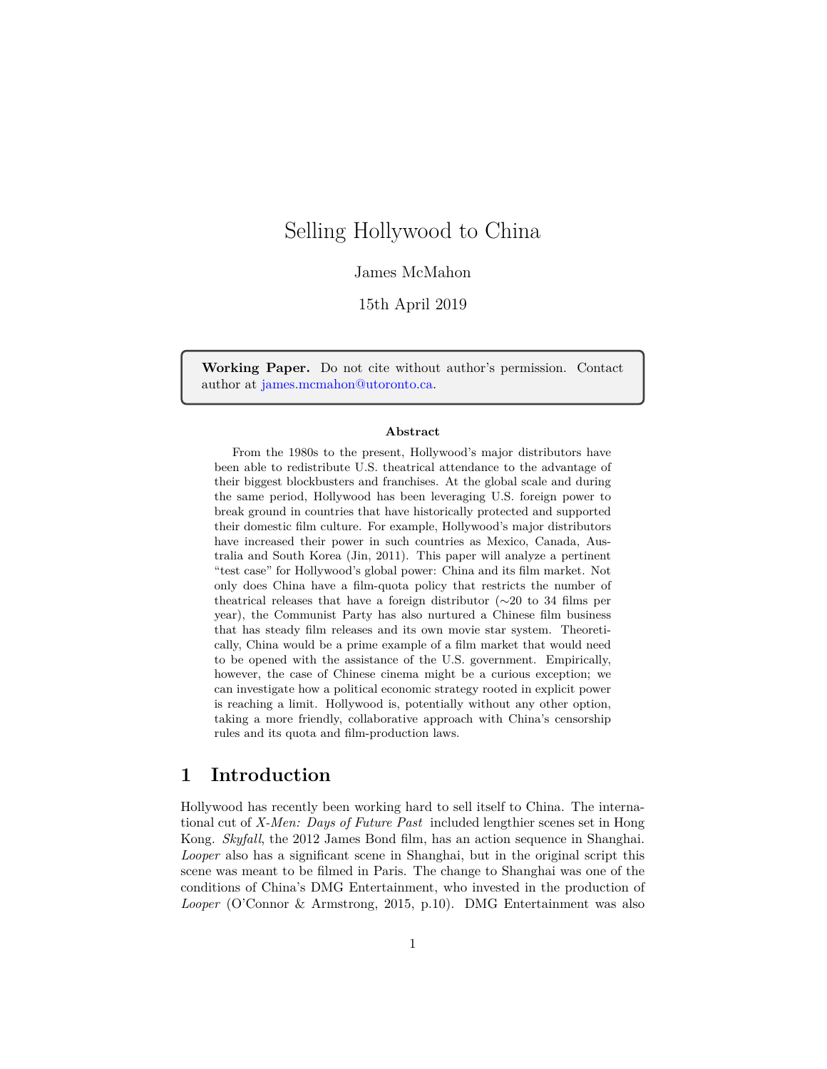# Selling Hollywood to China

James McMahon

15th April 2019

**Working Paper.** Do not cite without author's permission. Contact author at james.mcmahon@utoronto.ca.

**Abstract**

From the 1980s to the present, Hollywood's major distributors have been able to redistribute U.S. theatrical attendance to the advantage of their biggest blockbusters and franchises. At the global scale and during the same period, Hollywood has been leveraging U.S. foreign power to break ground in countries that have historically protected and supported their domestic film culture. For example, Hollywood's major distributors have increased their power in such countries as Mexico, Canada, Australia and South Korea (Jin, 2011). This paper will analyze a pertinent "test case" for Hollywood's global power: China and its film market. Not only does China have a film-quota policy that restricts the number of theatrical releases that have a foreign distributor (∼20 to 34 films per year), the Communist Party has also nurtured a Chinese film business that has steady film releases and its own movie star system. Theoretically, China would be a prime example of a film market that would need to be opened with the assistance of the U.S. government. Empirically, however, the case of Chinese cinema might be a curious exception; we can investigate how a political economic strategy rooted in explicit power is reaching a limit. Hollywood is, potentially without any other option, taking a more friendly, collaborative approach with China's censorship rules and its quota and film-production laws.

## 1 Introduction

Hollywood has recently been working hard to sell itself to China. The international cut of *X-Men: Days of Future Past* included lengthier scenes set in Hong Kong. *Skyfall*, the 2012 James Bond film, has an action sequence in Shanghai. *Looper* also has a significant scene in Shanghai, but in the original script this scene was meant to be filmed in Paris. The change to Shanghai was one of the conditions of China's DMG Entertainment, who invested in the production of *Looper* (O'Connor & Armstrong, 2015, p.10). DMG Entertainment was also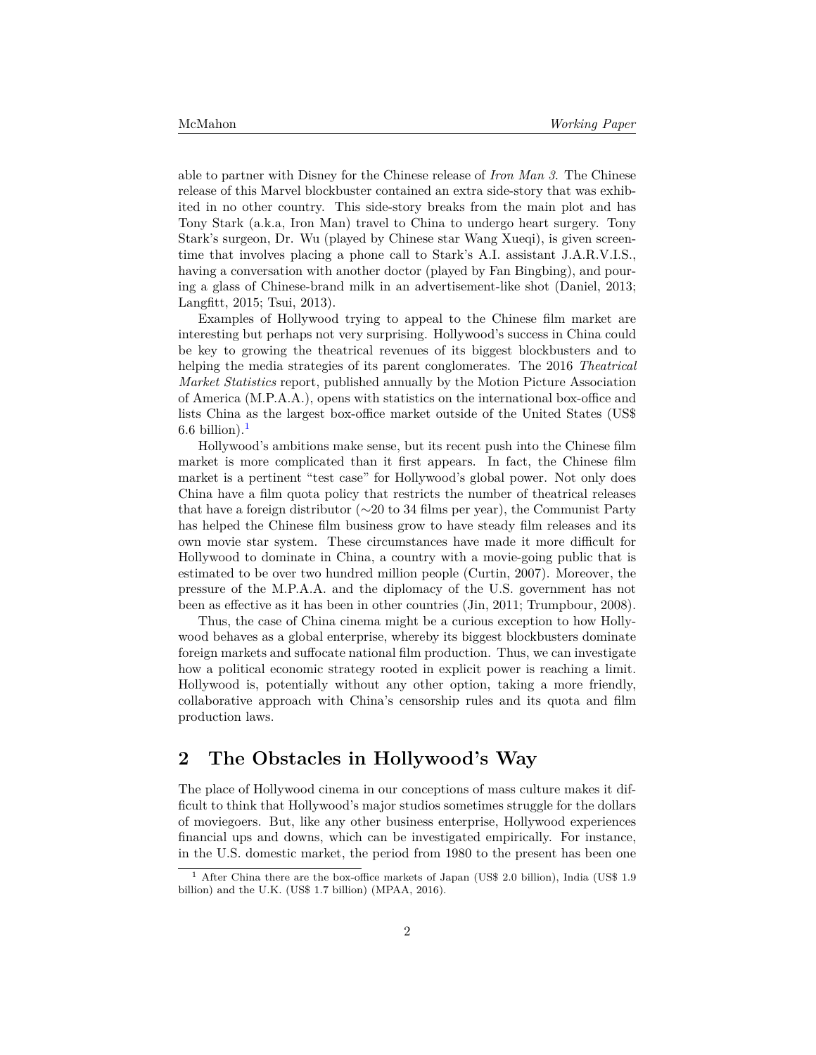able to partner with Disney for the Chinese release of *Iron Man 3*. The Chinese release of this Marvel blockbuster contained an extra side-story that was exhibited in no other country. This side-story breaks from the main plot and has Tony Stark (a.k.a, Iron Man) travel to China to undergo heart surgery. Tony Stark's surgeon, Dr. Wu (played by Chinese star Wang Xueqi), is given screentime that involves placing a phone call to Stark's A.I. assistant J.A.R.V.I.S., having a conversation with another doctor (played by Fan Bingbing), and pouring a glass of Chinese-brand milk in an advertisement-like shot (Daniel, 2013; Langfitt, 2015; Tsui, 2013).

Examples of Hollywood trying to appeal to the Chinese film market are interesting but perhaps not very surprising. Hollywood's success in China could be key to growing the theatrical revenues of its biggest blockbusters and to helping the media strategies of its parent conglomerates. The 2016 *Theatrical Market Statistics* report, published annually by the Motion Picture Association of America (M.P.A.A.), opens with statistics on the international box-office and lists China as the largest box-office market outside of the United States (US$ 6.6 billion).[1]

Hollywood's ambitions make sense, but its recent push into the Chinese film market is more complicated than it first appears. In fact, the Chinese film market is a pertinent "test case" for Hollywood's global power. Not only does China have a film quota policy that restricts the number of theatrical releases that have a foreign distributor (∼20 to 34 films per year), the Communist Party has helped the Chinese film business grow to have steady film releases and its own movie star system. These circumstances have made it more difficult for Hollywood to dominate in China, a country with a movie-going public that is estimated to be over two hundred million people (Curtin, 2007). Moreover, the pressure of the M.P.A.A. and the diplomacy of the U.S. government has not been as effective as it has been in other countries (Jin, 2011; Trumpbour, 2008).

Thus, the case of China cinema might be a curious exception to how Hollywood behaves as a global enterprise, whereby its biggest blockbusters dominate foreign markets and suffocate national film production. Thus, we can investigate how a political economic strategy rooted in explicit power is reaching a limit. Hollywood is, potentially without any other option, taking a more friendly, collaborative approach with China's censorship rules and its quota and film production laws.

## 2 The Obstacles in Hollywood's Way

The place of Hollywood cinema in our conceptions of mass culture makes it difficult to think that Hollywood's major studios sometimes struggle for the dollars of moviegoers. But, like any other business enterprise, Hollywood experiences financial ups and downs, which can be investigated empirically. For instance, in the U.S. domestic market, the period from 1980 to the present has been one

[1] After China there are the box-office markets of Japan (US$ 2.0 billion), India (US$ 1.9 billion) and the U.K. (US$ 1.7 billion) (MPAA, 2016).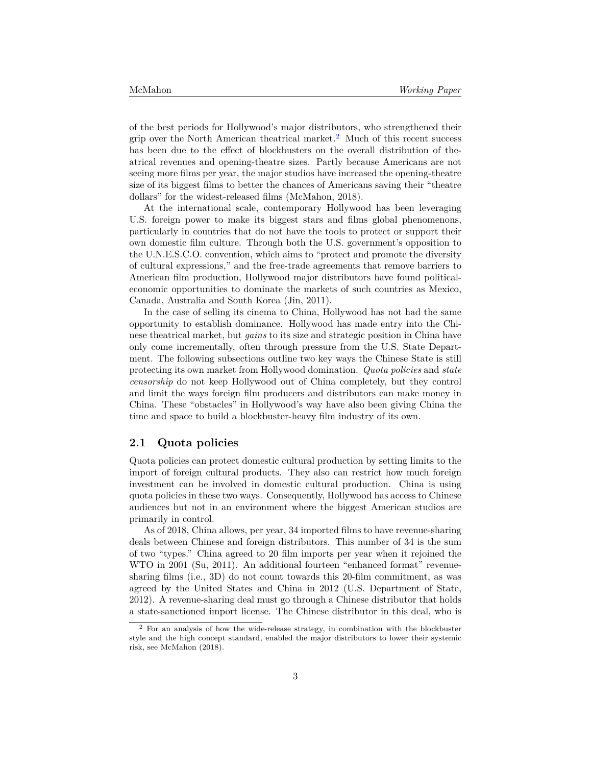of the best periods for Hollywood's major distributors, who strengthened their grip over the North American theatrical market.[2] Much of this recent success has been due to the effect of blockbusters on the overall distribution of theatrical revenues and opening-theatre sizes. Partly because Americans are not seeing more films per year, the major studios have increased the opening-theatre size of its biggest films to better the chances of Americans saving their "theatre dollars" for the widest-released films (McMahon, 2018).

At the international scale, contemporary Hollywood has been leveraging U.S. foreign power to make its biggest stars and films global phenomenons, particularly in countries that do not have the tools to protect or support their own domestic film culture. Through both the U.S. government's opposition to the U.N.E.S.C.O. convention, which aims to "protect and promote the diversity of cultural expressions," and the free-trade agreements that remove barriers to American film production, Hollywood major distributors have found political-economic opportunities to dominate the markets of such countries as Mexico, Canada, Australia and South Korea (Jin, 2011).

In the case of selling its cinema to China, Hollywood has not had the same opportunity to establish dominance. Hollywood has made entry into the Chinese theatrical market, but *gains* to its size and strategic position in China have only come incrementally, often through pressure from the U.S. State Department. The following subsections outline two key ways the Chinese State is still protecting its own market from Hollywood domination. *Quota policies* and *state censorship* do not keep Hollywood out of China completely, but they control and limit the ways foreign film producers and distributors can make money in China. These "obstacles" in Hollywood's way have also been giving China the time and space to build a blockbuster-heavy film industry of its own.

## 2.1 Quota policies

Quota policies can protect domestic cultural production by setting limits to the import of foreign cultural products. They also can restrict how much foreign investment can be involved in domestic cultural production. China is using quota policies in these two ways. Consequently, Hollywood has access to Chinese audiences but not in an environment where the biggest American studios are primarily in control.

As of 2018, China allows, per year, 34 imported films to have revenue-sharing deals between Chinese and foreign distributors. This number of 34 is the sum of two "types." China agreed to 20 film imports per year when it rejoined the WTO in 2001 (Su, 2011). An additional fourteen "enhanced format" revenue-sharing films (i.e., 3D) do not count towards this 20-film commitment, as was agreed by the United States and China in 2012 (U.S. Department of State, 2012). A revenue-sharing deal must go through a Chinese distributor that holds a state-sanctioned import license. The Chinese distributor in this deal, who is

[2] For an analysis of how the wide-release strategy, in combination with the blockbuster style and the high concept standard, enabled the major distributors to lower their systemic risk, see McMahon (2018).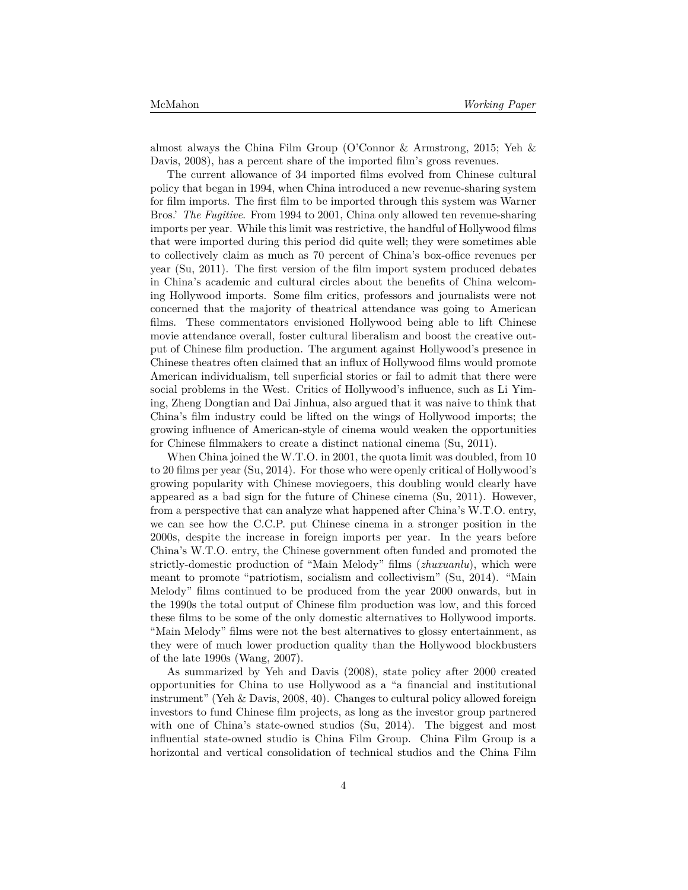almost always the China Film Group (O'Connor & Armstrong, 2015; Yeh & Davis, 2008), has a percent share of the imported film's gross revenues.

The current allowance of 34 imported films evolved from Chinese cultural policy that began in 1994, when China introduced a new revenue-sharing system for film imports. The first film to be imported through this system was Warner Bros.' *The Fugitive*. From 1994 to 2001, China only allowed ten revenue-sharing imports per year. While this limit was restrictive, the handful of Hollywood films that were imported during this period did quite well; they were sometimes able to collectively claim as much as 70 percent of China's box-office revenues per year (Su, 2011). The first version of the film import system produced debates in China's academic and cultural circles about the benefits of China welcoming Hollywood imports. Some film critics, professors and journalists were not concerned that the majority of theatrical attendance was going to American films. These commentators envisioned Hollywood being able to lift Chinese movie attendance overall, foster cultural liberalism and boost the creative output of Chinese film production. The argument against Hollywood's presence in Chinese theatres often claimed that an influx of Hollywood films would promote American individualism, tell superficial stories or fail to admit that there were social problems in the West. Critics of Hollywood's influence, such as Li Yiming, Zheng Dongtian and Dai Jinhua, also argued that it was naive to think that China's film industry could be lifted on the wings of Hollywood imports; the growing influence of American-style of cinema would weaken the opportunities for Chinese filmmakers to create a distinct national cinema (Su, 2011).

When China joined the W.T.O. in 2001, the quota limit was doubled, from 10 to 20 films per year (Su, 2014). For those who were openly critical of Hollywood's growing popularity with Chinese moviegoers, this doubling would clearly have appeared as a bad sign for the future of Chinese cinema (Su, 2011). However, from a perspective that can analyze what happened after China's W.T.O. entry, we can see how the C.C.P. put Chinese cinema in a stronger position in the 2000s, despite the increase in foreign imports per year. In the years before China's W.T.O. entry, the Chinese government often funded and promoted the strictly-domestic production of "Main Melody" films (*zhuxuanlu*), which were meant to promote "patriotism, socialism and collectivism" (Su, 2014). "Main Melody" films continued to be produced from the year 2000 onwards, but in the 1990s the total output of Chinese film production was low, and this forced these films to be some of the only domestic alternatives to Hollywood imports. "Main Melody" films were not the best alternatives to glossy entertainment, as they were of much lower production quality than the Hollywood blockbusters of the late 1990s (Wang, 2007).

As summarized by Yeh and Davis (2008), state policy after 2000 created opportunities for China to use Hollywood as a "a financial and institutional instrument" (Yeh & Davis, 2008, 40). Changes to cultural policy allowed foreign investors to fund Chinese film projects, as long as the investor group partnered with one of China's state-owned studios (Su, 2014). The biggest and most influential state-owned studio is China Film Group. China Film Group is a horizontal and vertical consolidation of technical studios and the China Film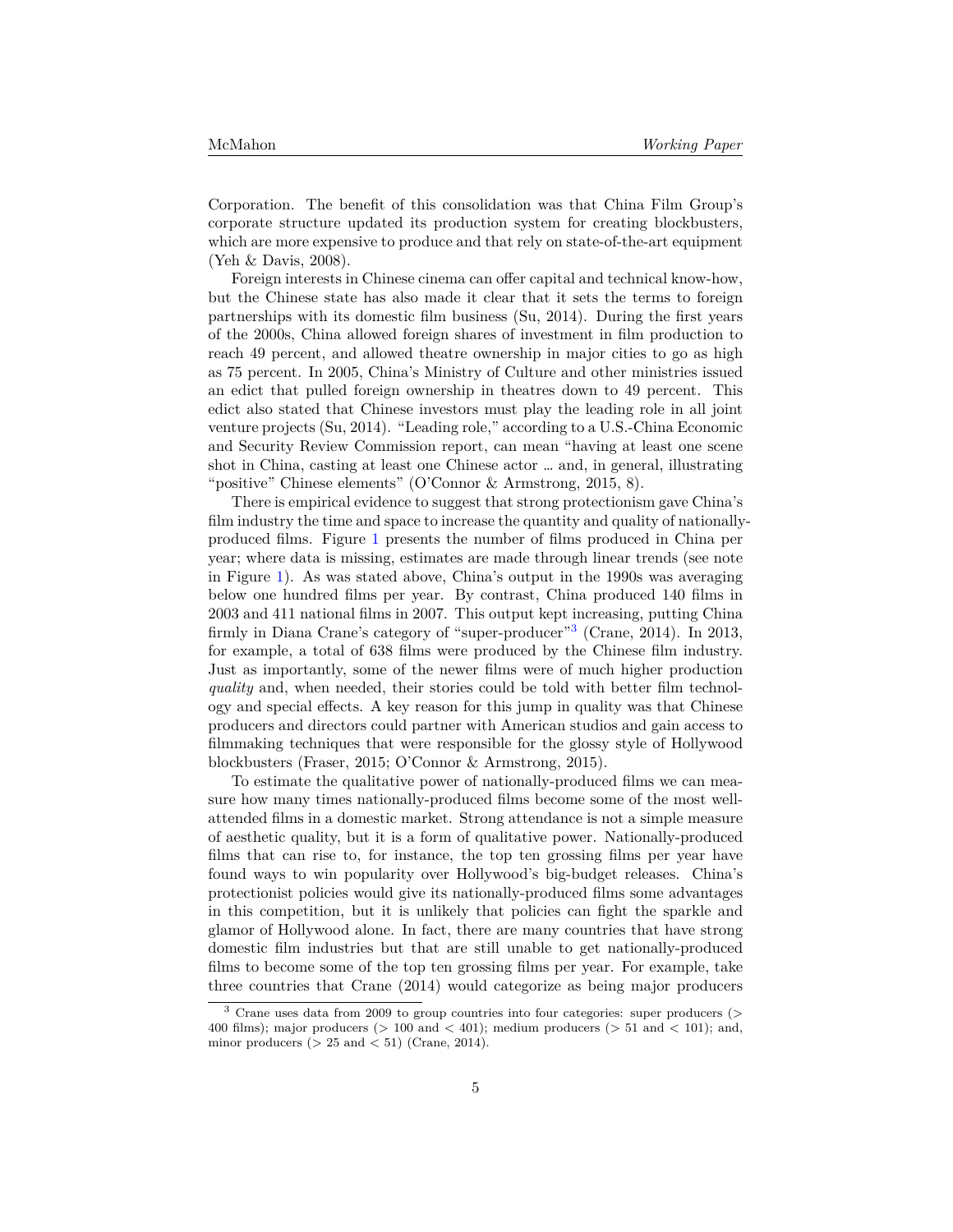Corporation. The benefit of this consolidation was that China Film Group's corporate structure updated its production system for creating blockbusters, which are more expensive to produce and that rely on state-of-the-art equipment (Yeh & Davis, 2008).

Foreign interests in Chinese cinema can offer capital and technical know-how, but the Chinese state has also made it clear that it sets the terms to foreign partnerships with its domestic film business (Su, 2014). During the first years of the 2000s, China allowed foreign shares of investment in film production to reach 49 percent, and allowed theatre ownership in major cities to go as high as 75 percent. In 2005, China's Ministry of Culture and other ministries issued an edict that pulled foreign ownership in theatres down to 49 percent. This edict also stated that Chinese investors must play the leading role in all joint venture projects (Su, 2014). "Leading role," according to a U.S.-China Economic and Security Review Commission report, can mean "having at least one scene shot in China, casting at least one Chinese actor … and, in general, illustrating "positive" Chinese elements" (O'Connor & Armstrong, 2015, 8).

There is empirical evidence to suggest that strong protectionism gave China's film industry the time and space to increase the quantity and quality of nationally-produced films. Figure 1 presents the number of films produced in China per year; where data is missing, estimates are made through linear trends (see note in Figure 1). As was stated above, China's output in the 1990s was averaging below one hundred films per year. By contrast, China produced 140 films in 2003 and 411 national films in 2007. This output kept increasing, putting China firmly in Diana Crane's category of "super-producer"[3] (Crane, 2014). In 2013, for example, a total of 638 films were produced by the Chinese film industry. Just as importantly, some of the newer films were of much higher production *quality* and, when needed, their stories could be told with better film technology and special effects. A key reason for this jump in quality was that Chinese producers and directors could partner with American studios and gain access to filmmaking techniques that were responsible for the glossy style of Hollywood blockbusters (Fraser, 2015; O'Connor & Armstrong, 2015).

To estimate the qualitative power of nationally-produced films we can measure how many times nationally-produced films become some of the most well-attended films in a domestic market. Strong attendance is not a simple measure of aesthetic quality, but it is a form of qualitative power. Nationally-produced films that can rise to, for instance, the top ten grossing films per year have found ways to win popularity over Hollywood's big-budget releases. China's protectionist policies would give its nationally-produced films some advantages in this competition, but it is unlikely that policies can fight the sparkle and glamor of Hollywood alone. In fact, there are many countries that have strong domestic film industries but that are still unable to get nationally-produced films to become some of the top ten grossing films per year. For example, take three countries that Crane (2014) would categorize as being major producers

[3] Crane uses data from 2009 to group countries into four categories: super producers (> 400 films); major producers (> 100 and < 401); medium producers (> 51 and < 101); and, minor producers (> 25 and < 51) (Crane, 2014).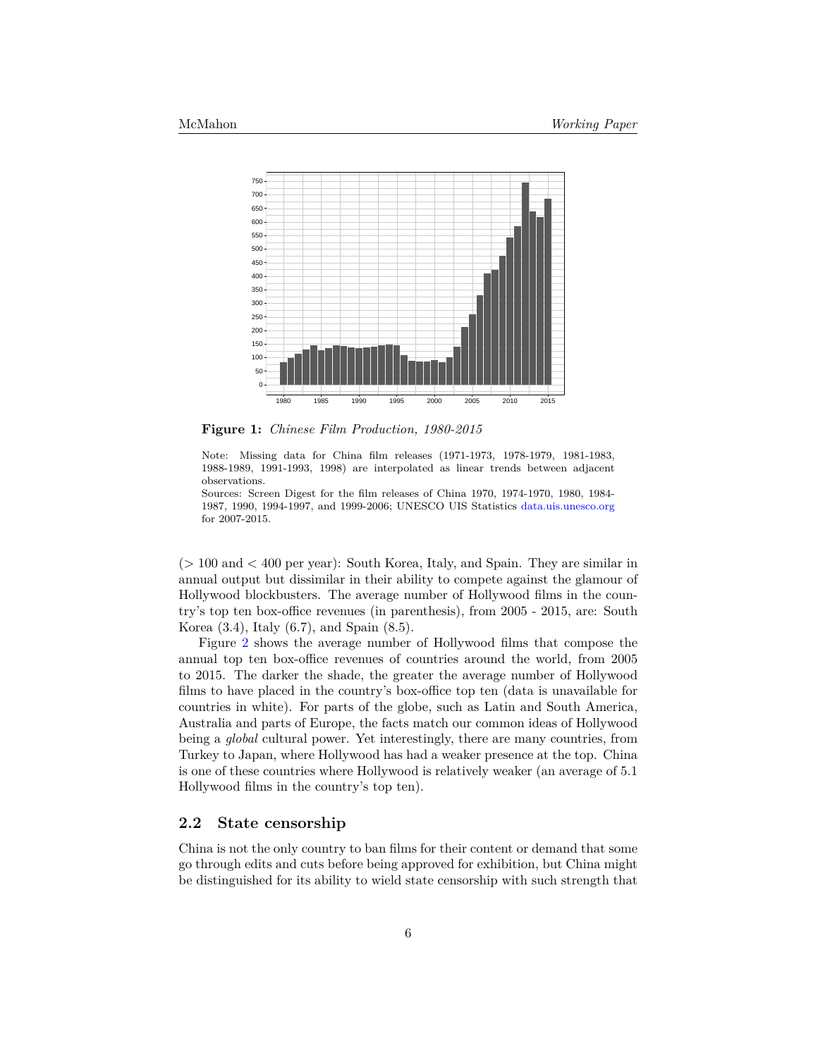**Figure 1:** *Chinese Film Production, 1980-2015*

Note: Missing data for China film releases (1971-1973, 1978-1979, 1981-1983, 1988-1989, 1991-1993, 1998) are interpolated as linear trends between adjacent observations.
Sources: Screen Digest for the film releases of China 1970, 1974-1970, 1980, 1984-1987, 1990, 1994-1997, and 1999-2006; UNESCO UIS Statistics data.uis.unesco.org for 2007-2015.

($>$ 100 and $<$ 400 per year): South Korea, Italy, and Spain. They are similar in annual output but dissimilar in their ability to compete against the glamour of Hollywood blockbusters. The average number of Hollywood films in the country's top ten box-office revenues (in parenthesis), from 2005 - 2015, are: South Korea (3.4), Italy (6.7), and Spain (8.5).

Figure 2 shows the average number of Hollywood films that compose the annual top ten box-office revenues of countries around the world, from 2005 to 2015. The darker the shade, the greater the average number of Hollywood films to have placed in the country's box-office top ten (data is unavailable for countries in white). For parts of the globe, such as Latin and South America, Australia and parts of Europe, the facts match our common ideas of Hollywood being a *global* cultural power. Yet interestingly, there are many countries, from Turkey to Japan, where Hollywood has had a weaker presence at the top. China is one of these countries where Hollywood is relatively weaker (an average of 5.1 Hollywood films in the country's top ten).

## 2.2 State censorship

China is not the only country to ban films for their content or demand that some go through edits and cuts before being approved for exhibition, but China might be distinguished for its ability to wield state censorship with such strength that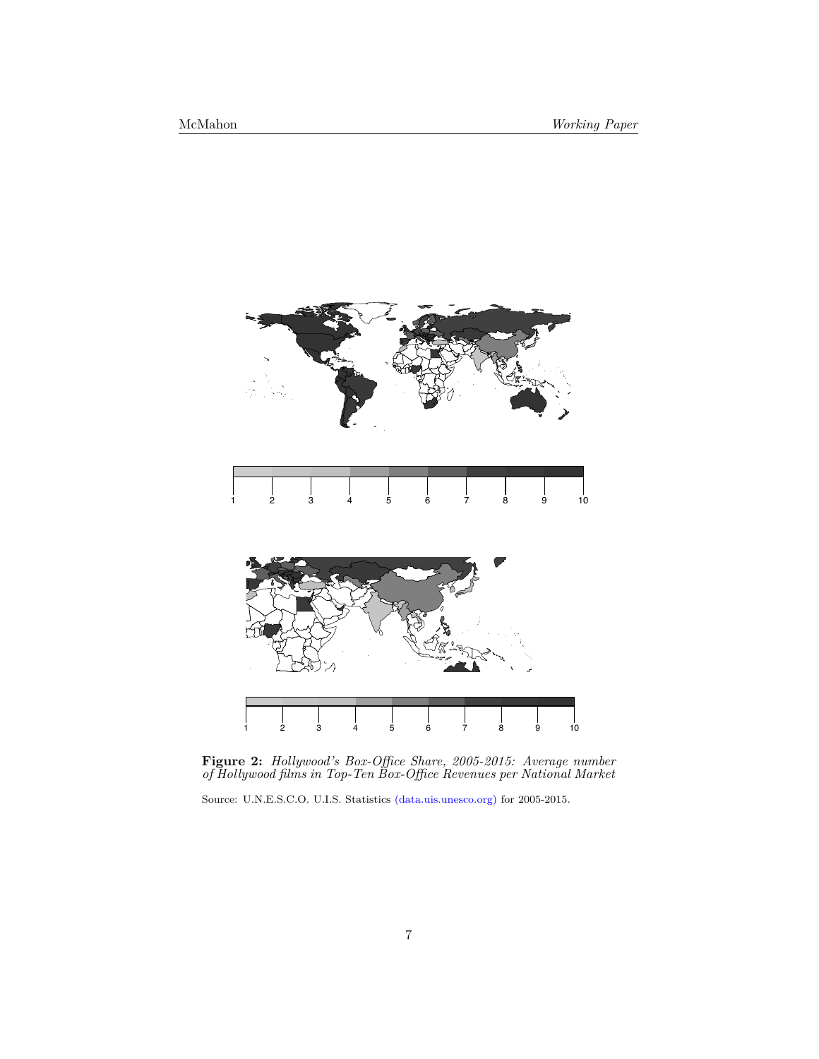**Figure 2:** *Hollywood's Box-Office Share, 2005-2015: Average number of Hollywood films in Top-Ten Box-Office Revenues per National Market*

Source: U.N.E.S.C.O. U.I.S. Statistics (data.uis.unesco.org) for 2005-2015.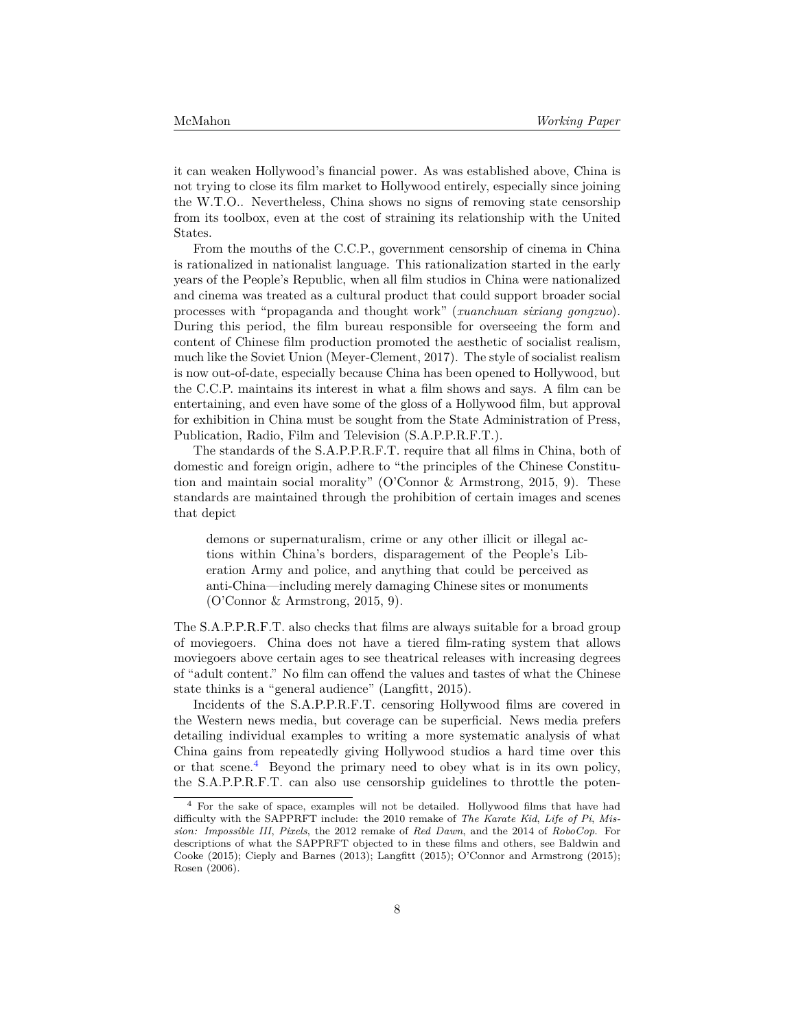it can weaken Hollywood's financial power. As was established above, China is not trying to close its film market to Hollywood entirely, especially since joining the W.T.O.. Nevertheless, China shows no signs of removing state censorship from its toolbox, even at the cost of straining its relationship with the United States.

From the mouths of the C.C.P., government censorship of cinema in China is rationalized in nationalist language. This rationalization started in the early years of the People's Republic, when all film studios in China were nationalized and cinema was treated as a cultural product that could support broader social processes with "propaganda and thought work" (*xuanchuan sixiang gongzuo*). During this period, the film bureau responsible for overseeing the form and content of Chinese film production promoted the aesthetic of socialist realism, much like the Soviet Union (Meyer-Clement, 2017). The style of socialist realism is now out-of-date, especially because China has been opened to Hollywood, but the C.C.P. maintains its interest in what a film shows and says. A film can be entertaining, and even have some of the gloss of a Hollywood film, but approval for exhibition in China must be sought from the State Administration of Press, Publication, Radio, Film and Television (S.A.P.P.R.F.T.).

The standards of the S.A.P.P.R.F.T. require that all films in China, both of domestic and foreign origin, adhere to "the principles of the Chinese Constitution and maintain social morality" (O'Connor & Armstrong, 2015, 9). These standards are maintained through the prohibition of certain images and scenes that depict

> demons or supernaturalism, crime or any other illicit or illegal actions within China's borders, disparagement of the People's Liberation Army and police, and anything that could be perceived as anti-China—including merely damaging Chinese sites or monuments (O'Connor & Armstrong, 2015, 9).

The S.A.P.P.R.F.T. also checks that films are always suitable for a broad group of moviegoers. China does not have a tiered film-rating system that allows moviegoers above certain ages to see theatrical releases with increasing degrees of "adult content." No film can offend the values and tastes of what the Chinese state thinks is a "general audience" (Langfitt, 2015).

Incidents of the S.A.P.P.R.F.T. censoring Hollywood films are covered in the Western news media, but coverage can be superficial. News media prefers detailing individual examples to writing a more systematic analysis of what China gains from repeatedly giving Hollywood studios a hard time over this or that scene.[4] Beyond the primary need to obey what is in its own policy, the S.A.P.P.R.F.T. can also use censorship guidelines to throttle the poten-

[4] For the sake of space, examples will not be detailed. Hollywood films that have had difficulty with the SAPPRFT include: the 2010 remake of *The Karate Kid*, *Life of Pi*, *Mission: Impossible III*, *Pixels*, the 2012 remake of *Red Dawn*, and the 2014 of *RoboCop*. For descriptions of what the SAPPRFT objected to in these films and others, see Baldwin and Cooke (2015); Cieply and Barnes (2013); Langfitt (2015); O'Connor and Armstrong (2015); Rosen (2006).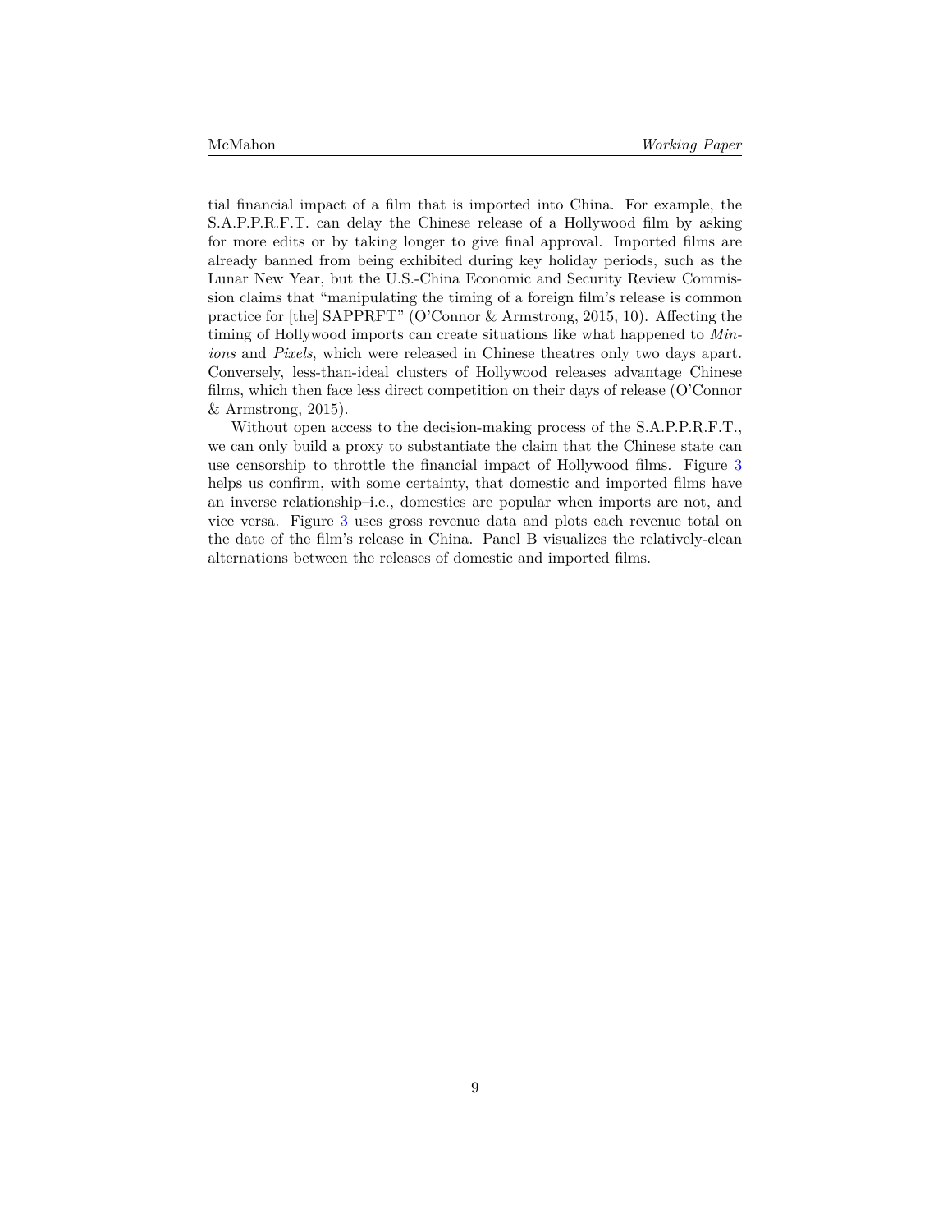tial financial impact of a film that is imported into China. For example, the S.A.P.P.R.F.T. can delay the Chinese release of a Hollywood film by asking for more edits or by taking longer to give final approval. Imported films are already banned from being exhibited during key holiday periods, such as the Lunar New Year, but the U.S.-China Economic and Security Review Commission claims that "manipulating the timing of a foreign film's release is common practice for [the] SAPPRFT" (O'Connor & Armstrong, 2015, 10). Affecting the timing of Hollywood imports can create situations like what happened to *Minions* and *Pixels*, which were released in Chinese theatres only two days apart. Conversely, less-than-ideal clusters of Hollywood releases advantage Chinese films, which then face less direct competition on their days of release (O'Connor & Armstrong, 2015).

Without open access to the decision-making process of the S.A.P.P.R.F.T., we can only build a proxy to substantiate the claim that the Chinese state can use censorship to throttle the financial impact of Hollywood films. Figure 3 helps us confirm, with some certainty, that domestic and imported films have an inverse relationship–i.e., domestics are popular when imports are not, and vice versa. Figure 3 uses gross revenue data and plots each revenue total on the date of the film's release in China. Panel B visualizes the relatively-clean alternations between the releases of domestic and imported films.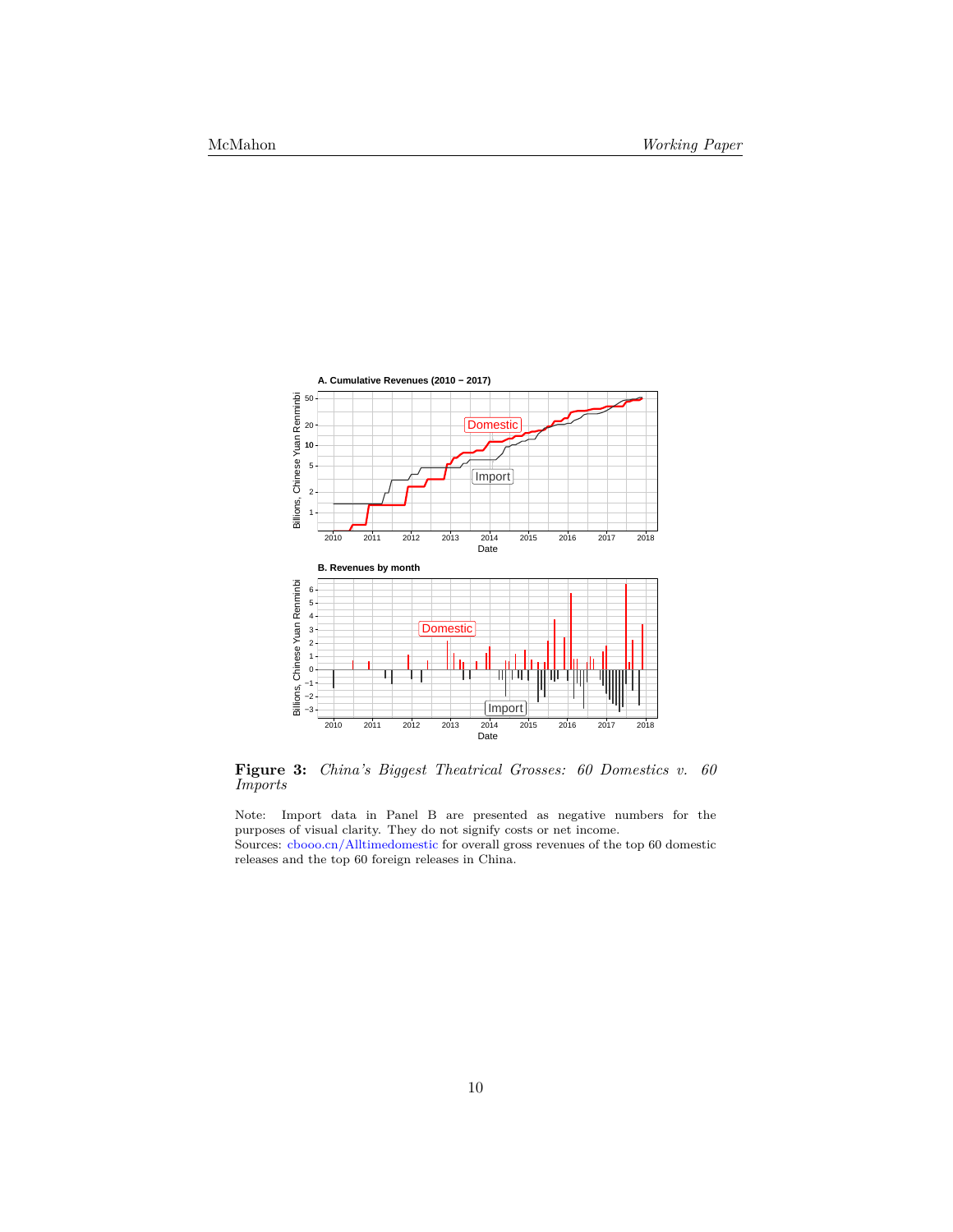**Figure 3:** *China's Biggest Theatrical Grosses: 60 Domestics v. 60 Imports*

Note: Import data in Panel B are presented as negative numbers for the purposes of visual clarity. They do not signify costs or net income.
Sources: cbooo.cn/Alltimedomestic for overall gross revenues of the top 60 domestic releases and the top 60 foreign releases in China.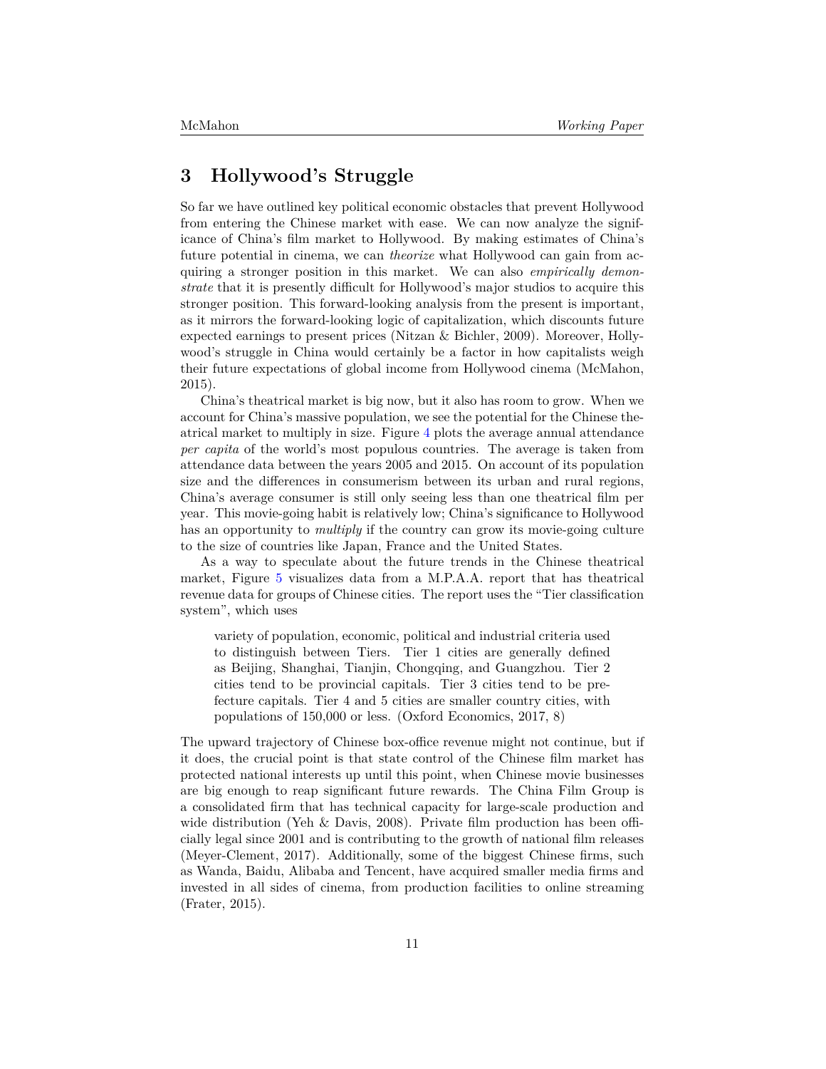## 3 Hollywood's Struggle

So far we have outlined key political economic obstacles that prevent Hollywood from entering the Chinese market with ease. We can now analyze the significance of China's film market to Hollywood. By making estimates of China's future potential in cinema, we can *theorize* what Hollywood can gain from acquiring a stronger position in this market. We can also *empirically demonstrate* that it is presently difficult for Hollywood's major studios to acquire this stronger position. This forward-looking analysis from the present is important, as it mirrors the forward-looking logic of capitalization, which discounts future expected earnings to present prices (Nitzan & Bichler, 2009). Moreover, Hollywood's struggle in China would certainly be a factor in how capitalists weigh their future expectations of global income from Hollywood cinema (McMahon, 2015).

China's theatrical market is big now, but it also has room to grow. When we account for China's massive population, we see the potential for the Chinese theatrical market to multiply in size. Figure 4 plots the average annual attendance *per capita* of the world's most populous countries. The average is taken from attendance data between the years 2005 and 2015. On account of its population size and the differences in consumerism between its urban and rural regions, China's average consumer is still only seeing less than one theatrical film per year. This movie-going habit is relatively low; China's significance to Hollywood has an opportunity to *multiply* if the country can grow its movie-going culture to the size of countries like Japan, France and the United States.

As a way to speculate about the future trends in the Chinese theatrical market, Figure 5 visualizes data from a M.P.A.A. report that has theatrical revenue data for groups of Chinese cities. The report uses the "Tier classification system", which uses

> variety of population, economic, political and industrial criteria used to distinguish between Tiers. Tier 1 cities are generally defined as Beijing, Shanghai, Tianjin, Chongqing, and Guangzhou. Tier 2 cities tend to be provincial capitals. Tier 3 cities tend to be prefecture capitals. Tier 4 and 5 cities are smaller country cities, with populations of 150,000 or less. (Oxford Economics, 2017, 8)

The upward trajectory of Chinese box-office revenue might not continue, but if it does, the crucial point is that state control of the Chinese film market has protected national interests up until this point, when Chinese movie businesses are big enough to reap significant future rewards. The China Film Group is a consolidated firm that has technical capacity for large-scale production and wide distribution (Yeh & Davis, 2008). Private film production has been officially legal since 2001 and is contributing to the growth of national film releases (Meyer-Clement, 2017). Additionally, some of the biggest Chinese firms, such as Wanda, Baidu, Alibaba and Tencent, have acquired smaller media firms and invested in all sides of cinema, from production facilities to online streaming (Frater, 2015).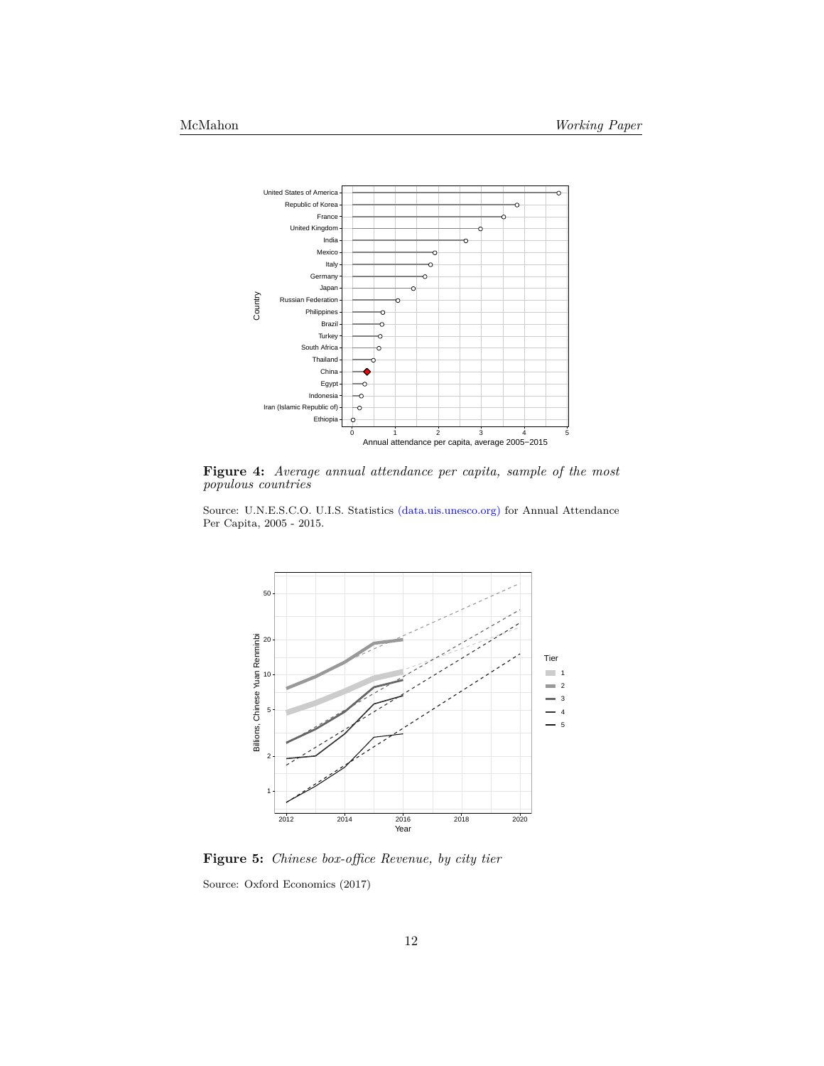**Figure 4:** *Average annual attendance per capita, sample of the most populous countries*

Source: U.N.E.S.C.O. U.I.S. Statistics (data.uis.unesco.org) for Annual Attendance Per Capita, 2005 - 2015.

**Figure 5:** *Chinese box-office Revenue, by city tier*

Source: Oxford Economics (2017)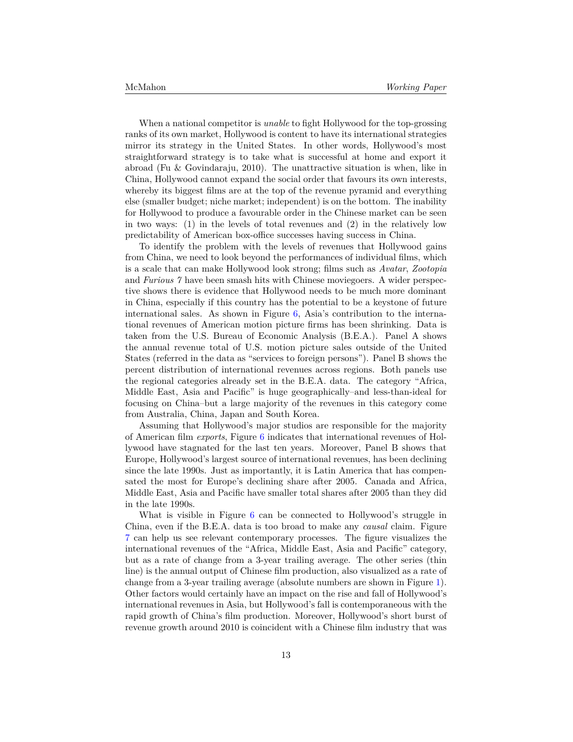When a national competitor is *unable* to fight Hollywood for the top-grossing ranks of its own market, Hollywood is content to have its international strategies mirror its strategy in the United States. In other words, Hollywood's most straightforward strategy is to take what is successful at home and export it abroad (Fu & Govindaraju, 2010). The unattractive situation is when, like in China, Hollywood cannot expand the social order that favours its own interests, whereby its biggest films are at the top of the revenue pyramid and everything else (smaller budget; niche market; independent) is on the bottom. The inability for Hollywood to produce a favourable order in the Chinese market can be seen in two ways: (1) in the levels of total revenues and (2) in the relatively low predictability of American box-office successes having success in China.

To identify the problem with the levels of revenues that Hollywood gains from China, we need to look beyond the performances of individual films, which is a scale that can make Hollywood look strong; films such as *Avatar*, *Zootopia* and *Furious 7* have been smash hits with Chinese moviegoers. A wider perspective shows there is evidence that Hollywood needs to be much more dominant in China, especially if this country has the potential to be a keystone of future international sales. As shown in Figure 6, Asia's contribution to the international revenues of American motion picture firms has been shrinking. Data is taken from the U.S. Bureau of Economic Analysis (B.E.A.). Panel A shows the annual revenue total of U.S. motion picture sales outside of the United States (referred in the data as "services to foreign persons"). Panel B shows the percent distribution of international revenues across regions. Both panels use the regional categories already set in the B.E.A. data. The category "Africa, Middle East, Asia and Pacific" is huge geographically–and less-than-ideal for focusing on China–but a large majority of the revenues in this category come from Australia, China, Japan and South Korea.

Assuming that Hollywood's major studios are responsible for the majority of American film *exports*, Figure 6 indicates that international revenues of Hollywood have stagnated for the last ten years. Moreover, Panel B shows that Europe, Hollywood's largest source of international revenues, has been declining since the late 1990s. Just as importantly, it is Latin America that has compensated the most for Europe's declining share after 2005. Canada and Africa, Middle East, Asia and Pacific have smaller total shares after 2005 than they did in the late 1990s.

What is visible in Figure 6 can be connected to Hollywood's struggle in China, even if the B.E.A. data is too broad to make any *causal* claim. Figure 7 can help us see relevant contemporary processes. The figure visualizes the international revenues of the "Africa, Middle East, Asia and Pacific" category, but as a rate of change from a 3-year trailing average. The other series (thin line) is the annual output of Chinese film production, also visualized as a rate of change from a 3-year trailing average (absolute numbers are shown in Figure 1). Other factors would certainly have an impact on the rise and fall of Hollywood's international revenues in Asia, but Hollywood's fall is contemporaneous with the rapid growth of China's film production. Moreover, Hollywood's short burst of revenue growth around 2010 is coincident with a Chinese film industry that was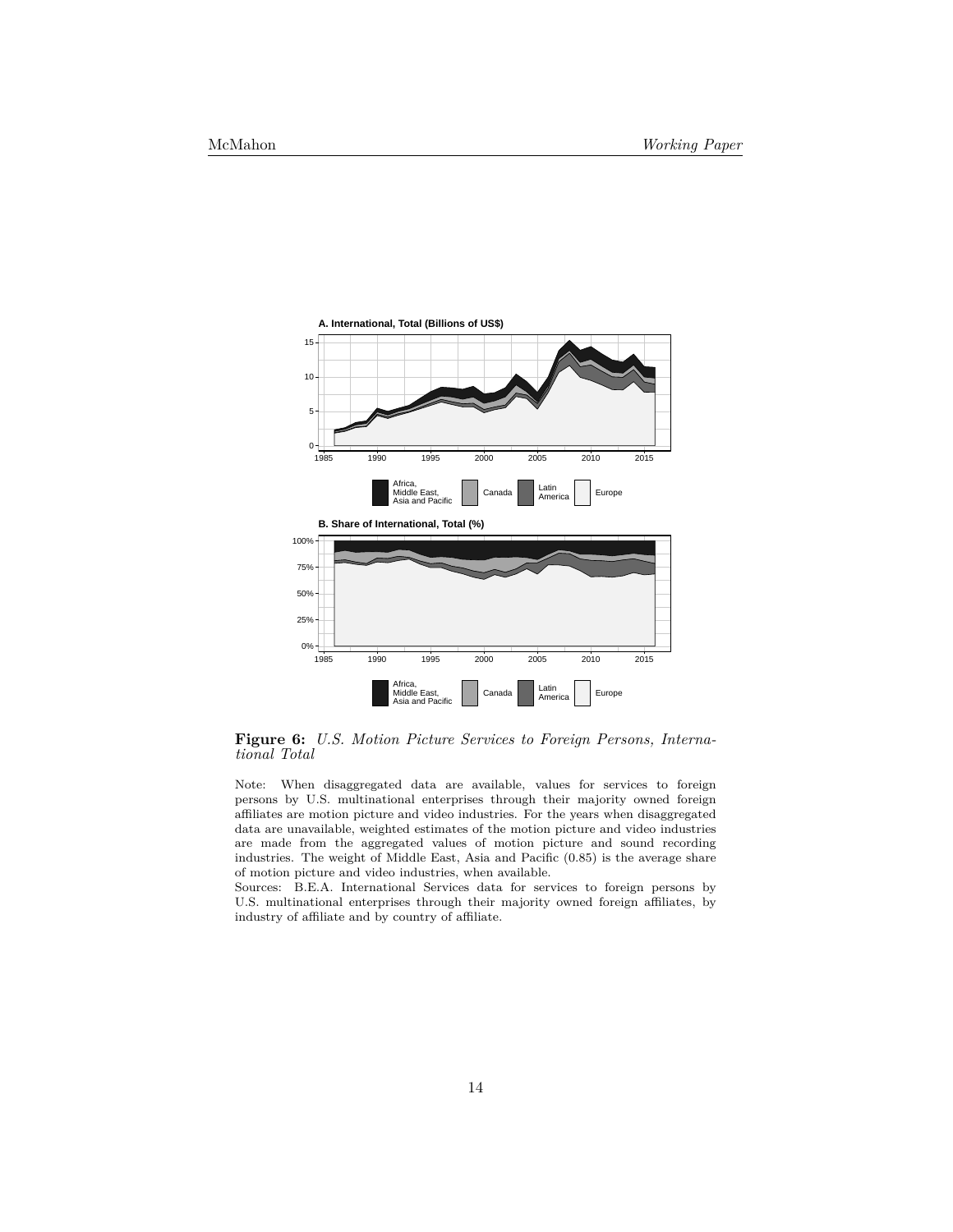**Figure 6:** *U.S. Motion Picture Services to Foreign Persons, International Total*

Note: When disaggregated data are available, values for services to foreign persons by U.S. multinational enterprises through their majority owned foreign affiliates are motion picture and video industries. For the years when disaggregated data are unavailable, weighted estimates of the motion picture and video industries are made from the aggregated values of motion picture and sound recording industries. The weight of Middle East, Asia and Pacific (0.85) is the average share of motion picture and video industries, when available.

Sources: B.E.A. International Services data for services to foreign persons by U.S. multinational enterprises through their majority owned foreign affiliates, by industry of affiliate and by country of affiliate.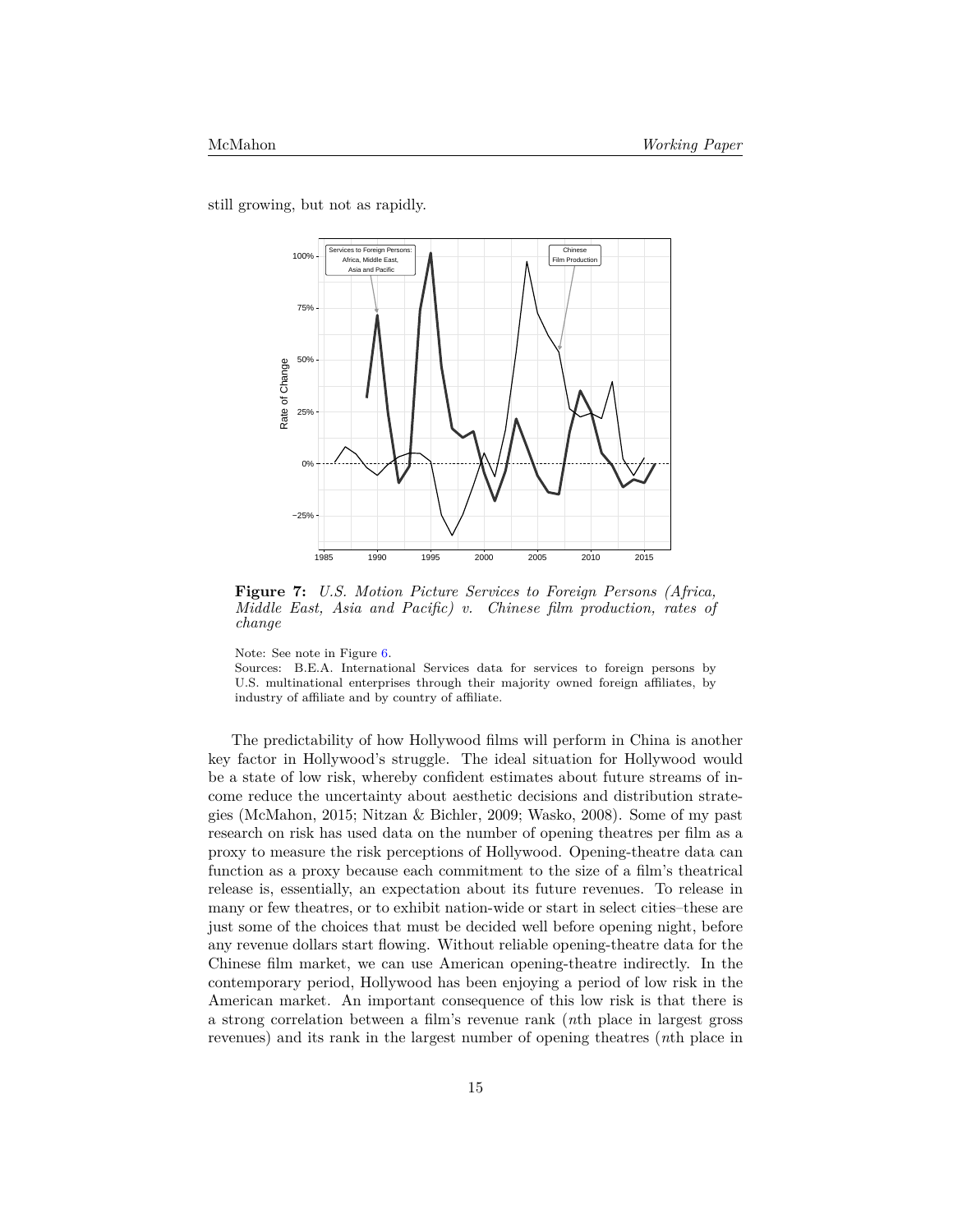still growing, but not as rapidly.

**Figure 7:** *U.S. Motion Picture Services to Foreign Persons (Africa, Middle East, Asia and Pacific) v. Chinese film production, rates of change*

Note: See note in Figure 6.
Sources: B.E.A. International Services data for services to foreign persons by U.S. multinational enterprises through their majority owned foreign affiliates, by industry of affiliate and by country of affiliate.

The predictability of how Hollywood films will perform in China is another key factor in Hollywood's struggle. The ideal situation for Hollywood would be a state of low risk, whereby confident estimates about future streams of income reduce the uncertainty about aesthetic decisions and distribution strategies (McMahon, 2015; Nitzan & Bichler, 2009; Wasko, 2008). Some of my past research on risk has used data on the number of opening theatres per film as a proxy to measure the risk perceptions of Hollywood. Opening-theatre data can function as a proxy because each commitment to the size of a film's theatrical release is, essentially, an expectation about its future revenues. To release in many or few theatres, or to exhibit nation-wide or start in select cities–these are just some of the choices that must be decided well before opening night, before any revenue dollars start flowing. Without reliable opening-theatre data for the Chinese film market, we can use American opening-theatre indirectly. In the contemporary period, Hollywood has been enjoying a period of low risk in the American market. An important consequence of this low risk is that there is a strong correlation between a film's revenue rank ($n$th place in largest gross revenues) and its rank in the largest number of opening theatres ($n$th place in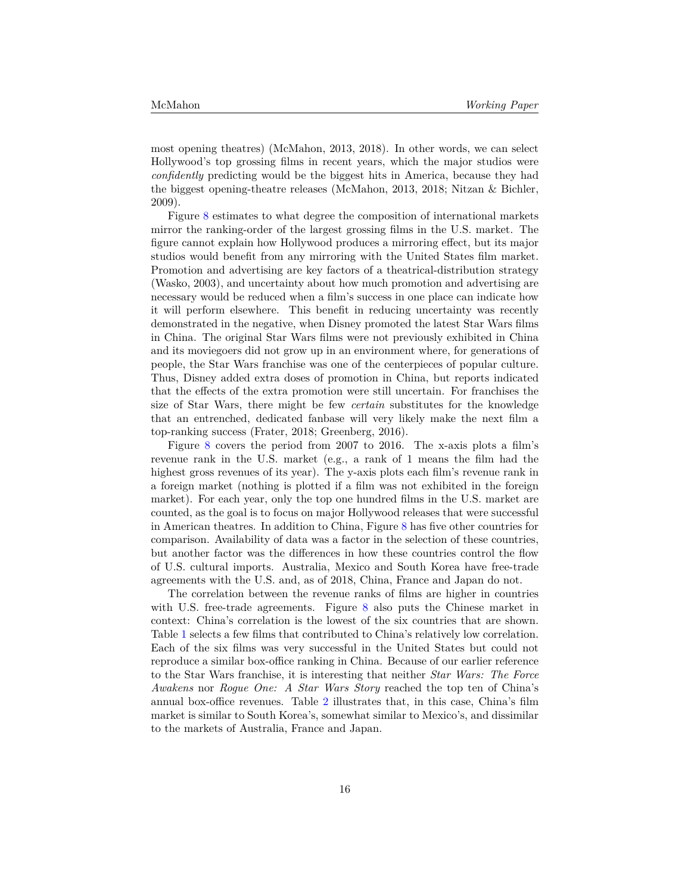most opening theatres) (McMahon, 2013, 2018). In other words, we can select Hollywood's top grossing films in recent years, which the major studios were *confidently* predicting would be the biggest hits in America, because they had the biggest opening-theatre releases (McMahon, 2013, 2018; Nitzan & Bichler, 2009).

Figure 8 estimates to what degree the composition of international markets mirror the ranking-order of the largest grossing films in the U.S. market. The figure cannot explain how Hollywood produces a mirroring effect, but its major studios would benefit from any mirroring with the United States film market. Promotion and advertising are key factors of a theatrical-distribution strategy (Wasko, 2003), and uncertainty about how much promotion and advertising are necessary would be reduced when a film's success in one place can indicate how it will perform elsewhere. This benefit in reducing uncertainty was recently demonstrated in the negative, when Disney promoted the latest Star Wars films in China. The original Star Wars films were not previously exhibited in China and its moviegoers did not grow up in an environment where, for generations of people, the Star Wars franchise was one of the centerpieces of popular culture. Thus, Disney added extra doses of promotion in China, but reports indicated that the effects of the extra promotion were still uncertain. For franchises the size of Star Wars, there might be few *certain* substitutes for the knowledge that an entrenched, dedicated fanbase will very likely make the next film a top-ranking success (Frater, 2018; Greenberg, 2016).

Figure 8 covers the period from 2007 to 2016. The x-axis plots a film's revenue rank in the U.S. market (e.g., a rank of 1 means the film had the highest gross revenues of its year). The y-axis plots each film's revenue rank in a foreign market (nothing is plotted if a film was not exhibited in the foreign market). For each year, only the top one hundred films in the U.S. market are counted, as the goal is to focus on major Hollywood releases that were successful in American theatres. In addition to China, Figure 8 has five other countries for comparison. Availability of data was a factor in the selection of these countries, but another factor was the differences in how these countries control the flow of U.S. cultural imports. Australia, Mexico and South Korea have free-trade agreements with the U.S. and, as of 2018, China, France and Japan do not.

The correlation between the revenue ranks of films are higher in countries with U.S. free-trade agreements. Figure 8 also puts the Chinese market in context: China's correlation is the lowest of the six countries that are shown. Table 1 selects a few films that contributed to China's relatively low correlation. Each of the six films was very successful in the United States but could not reproduce a similar box-office ranking in China. Because of our earlier reference to the Star Wars franchise, it is interesting that neither *Star Wars: The Force Awakens* nor *Rogue One: A Star Wars Story* reached the top ten of China's annual box-office revenues. Table 2 illustrates that, in this case, China's film market is similar to South Korea's, somewhat similar to Mexico's, and dissimilar to the markets of Australia, France and Japan.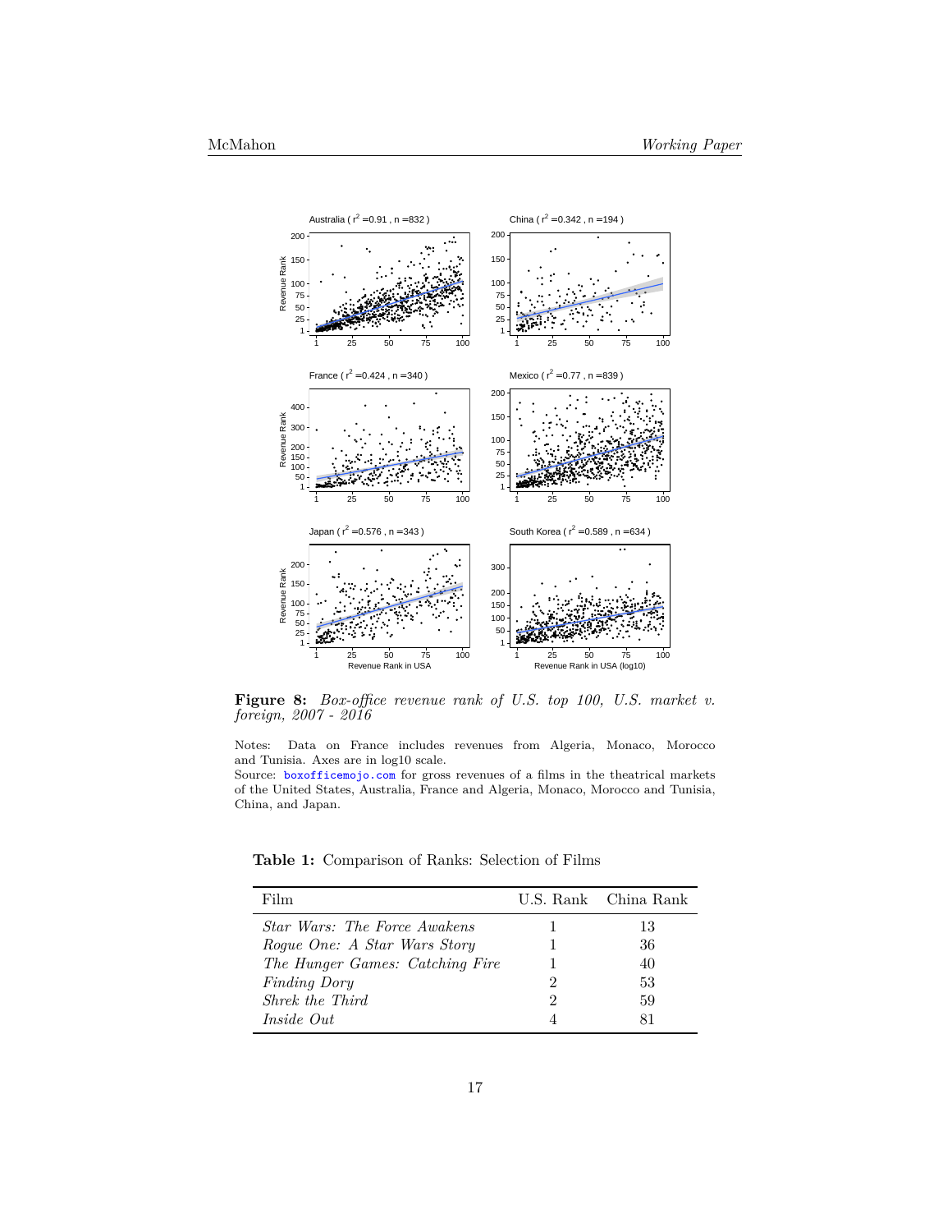**Figure 8:** *Box-office revenue rank of U.S. top 100, U.S. market v. foreign, 2007 - 2016*

Notes: Data on France includes revenues from Algeria, Monaco, Morocco and Tunisia. Axes are in log10 scale.
Source: boxofficemojo.com for gross revenues of a films in the theatrical markets of the United States, Australia, France and Algeria, Monaco, Morocco and Tunisia, China, and Japan.

**Table 1:** Comparison of Ranks: Selection of Films

| Film | U.S. Rank | China Rank |
|---|---|---|
| *Star Wars: The Force Awakens* | 1 | 13 |
| *Rogue One: A Star Wars Story* | 1 | 36 |
| *The Hunger Games: Catching Fire* | 1 | 40 |
| *Finding Dory* | 2 | 53 |
| *Shrek the Third* | 2 | 59 |
| *Inside Out* | 4 | 81 |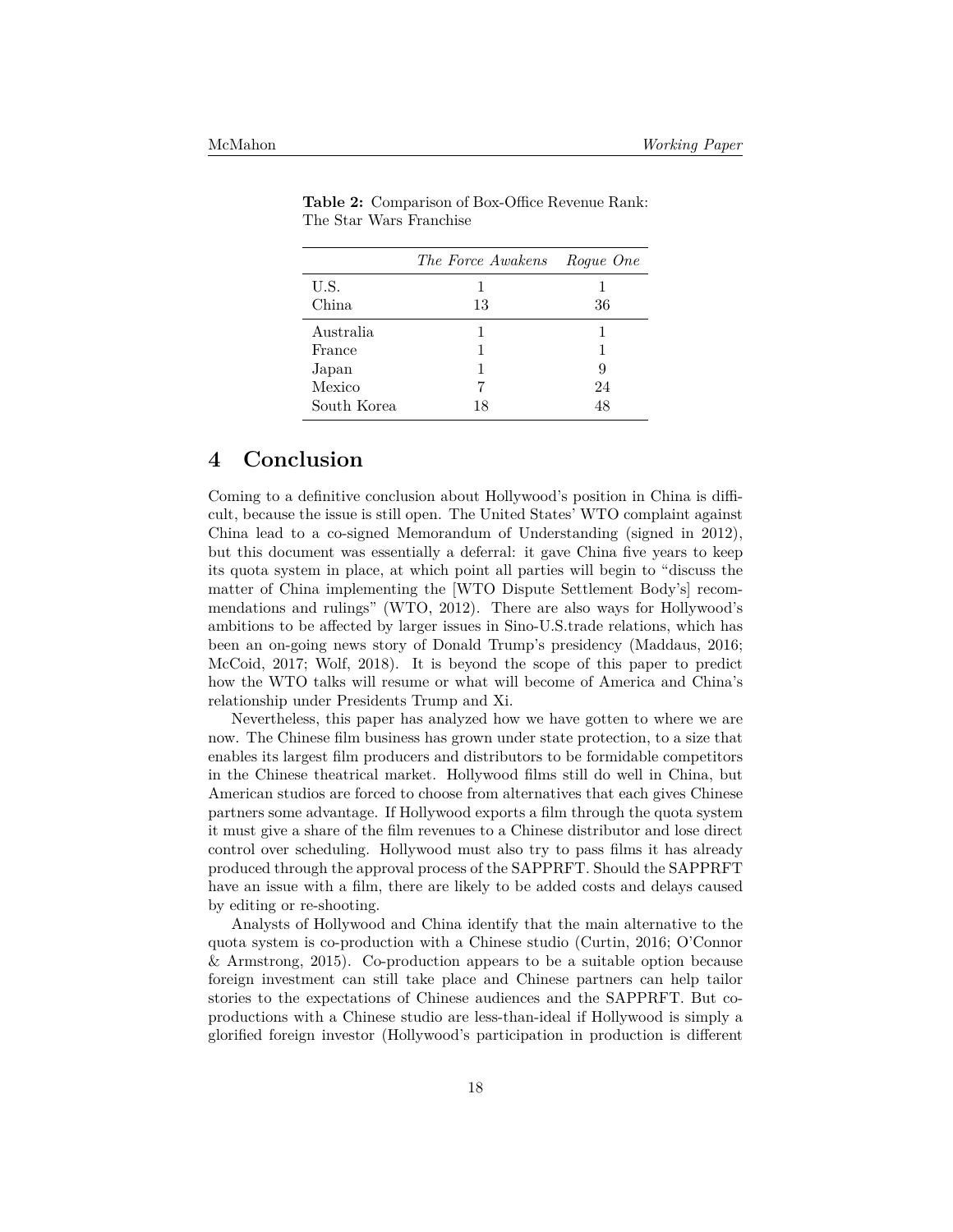**Table 2:** Comparison of Box-Office Revenue Rank: The Star Wars Franchise

| | *The Force Awakens* | *Rogue One* |
|---|---|---|
| U.S. | 1 | 1 |
| China | 13 | 36 |
| Australia | 1 | 1 |
| France | 1 | 1 |
| Japan | 1 | 9 |
| Mexico | 7 | 24 |
| South Korea | 18 | 48 |

# 4 Conclusion

Coming to a definitive conclusion about Hollywood's position in China is difficult, because the issue is still open. The United States' WTO complaint against China lead to a co-signed Memorandum of Understanding (signed in 2012), but this document was essentially a deferral: it gave China five years to keep its quota system in place, at which point all parties will begin to "discuss the matter of China implementing the [WTO Dispute Settlement Body's] recommendations and rulings" (WTO, 2012). There are also ways for Hollywood's ambitions to be affected by larger issues in Sino-U.S.trade relations, which has been an on-going news story of Donald Trump's presidency (Maddaus, 2016; McCoid, 2017; Wolf, 2018). It is beyond the scope of this paper to predict how the WTO talks will resume or what will become of America and China's relationship under Presidents Trump and Xi.

Nevertheless, this paper has analyzed how we have gotten to where we are now. The Chinese film business has grown under state protection, to a size that enables its largest film producers and distributors to be formidable competitors in the Chinese theatrical market. Hollywood films still do well in China, but American studios are forced to choose from alternatives that each gives Chinese partners some advantage. If Hollywood exports a film through the quota system it must give a share of the film revenues to a Chinese distributor and lose direct control over scheduling. Hollywood must also try to pass films it has already produced through the approval process of the SAPPRFT. Should the SAPPRFT have an issue with a film, there are likely to be added costs and delays caused by editing or re-shooting.

Analysts of Hollywood and China identify that the main alternative to the quota system is co-production with a Chinese studio (Curtin, 2016; O'Connor & Armstrong, 2015). Co-production appears to be a suitable option because foreign investment can still take place and Chinese partners can help tailor stories to the expectations of Chinese audiences and the SAPPRFT. But co-productions with a Chinese studio are less-than-ideal if Hollywood is simply a glorified foreign investor (Hollywood's participation in production is different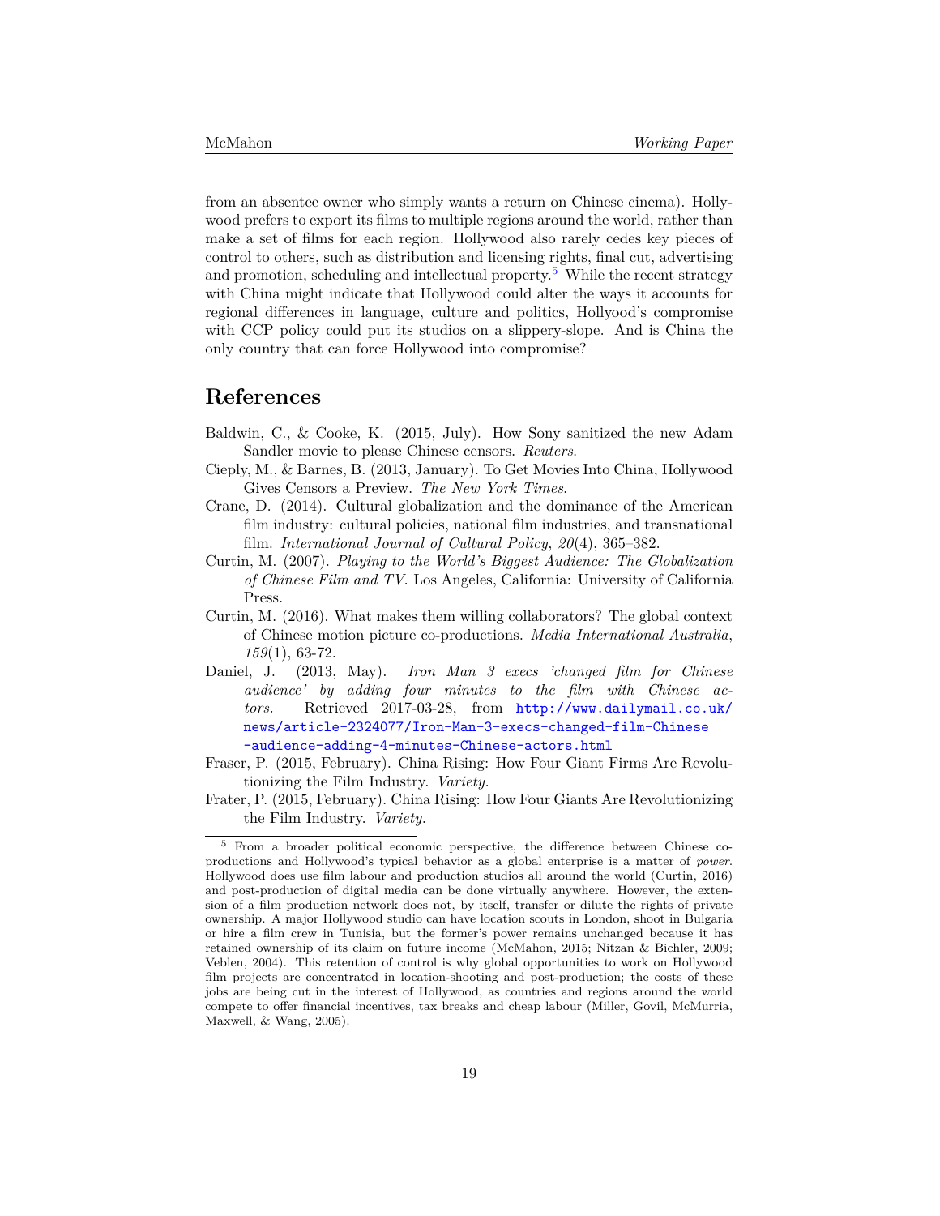from an absentee owner who simply wants a return on Chinese cinema). Hollywood prefers to export its films to multiple regions around the world, rather than make a set of films for each region. Hollywood also rarely cedes key pieces of control to others, such as distribution and licensing rights, final cut, advertising and promotion, scheduling and intellectual property.[5] While the recent strategy with China might indicate that Hollywood could alter the ways it accounts for regional differences in language, culture and politics, Hollyood's compromise with CCP policy could put its studios on a slippery-slope. And is China the only country that can force Hollywood into compromise?

## References

Baldwin, C., & Cooke, K. (2015, July). How Sony sanitized the new Adam Sandler movie to please Chinese censors. *Reuters*.

Cieply, M., & Barnes, B. (2013, January). To Get Movies Into China, Hollywood Gives Censors a Preview. *The New York Times*.

Crane, D. (2014). Cultural globalization and the dominance of the American film industry: cultural policies, national film industries, and transnational film. *International Journal of Cultural Policy*, *20*(4), 365–382.

Curtin, M. (2007). *Playing to the World's Biggest Audience: The Globalization of Chinese Film and TV*. Los Angeles, California: University of California Press.

Curtin, M. (2016). What makes them willing collaborators? The global context of Chinese motion picture co-productions. *Media International Australia*, *159*(1), 63-72.

Daniel, J. (2013, May). *Iron Man 3 execs 'changed film for Chinese audience' by adding four minutes to the film with Chinese actors.* Retrieved 2017-03-28, from http://www.dailymail.co.uk/news/article-2324077/Iron-Man-3-execs-changed-film-Chinese-audience-adding-4-minutes-Chinese-actors.html

Fraser, P. (2015, February). China Rising: How Four Giant Firms Are Revolutionizing the Film Industry. *Variety*.

Frater, P. (2015, February). China Rising: How Four Giants Are Revolutionizing the Film Industry. *Variety*.

---

[5] From a broader political economic perspective, the difference between Chinese co-productions and Hollywood's typical behavior as a global enterprise is a matter of *power*. Hollywood does use film labour and production studios all around the world (Curtin, 2016) and post-production of digital media can be done virtually anywhere. However, the extension of a film production network does not, by itself, transfer or dilute the rights of private ownership. A major Hollywood studio can have location scouts in London, shoot in Bulgaria or hire a film crew in Tunisia, but the former's power remains unchanged because it has retained ownership of its claim on future income (McMahon, 2015; Nitzan & Bichler, 2009; Veblen, 2004). This retention of control is why global opportunities to work on Hollywood film projects are concentrated in location-shooting and post-production; the costs of these jobs are being cut in the interest of Hollywood, as countries and regions around the world compete to offer financial incentives, tax breaks and cheap labour (Miller, Govil, McMurria, Maxwell, & Wang, 2005).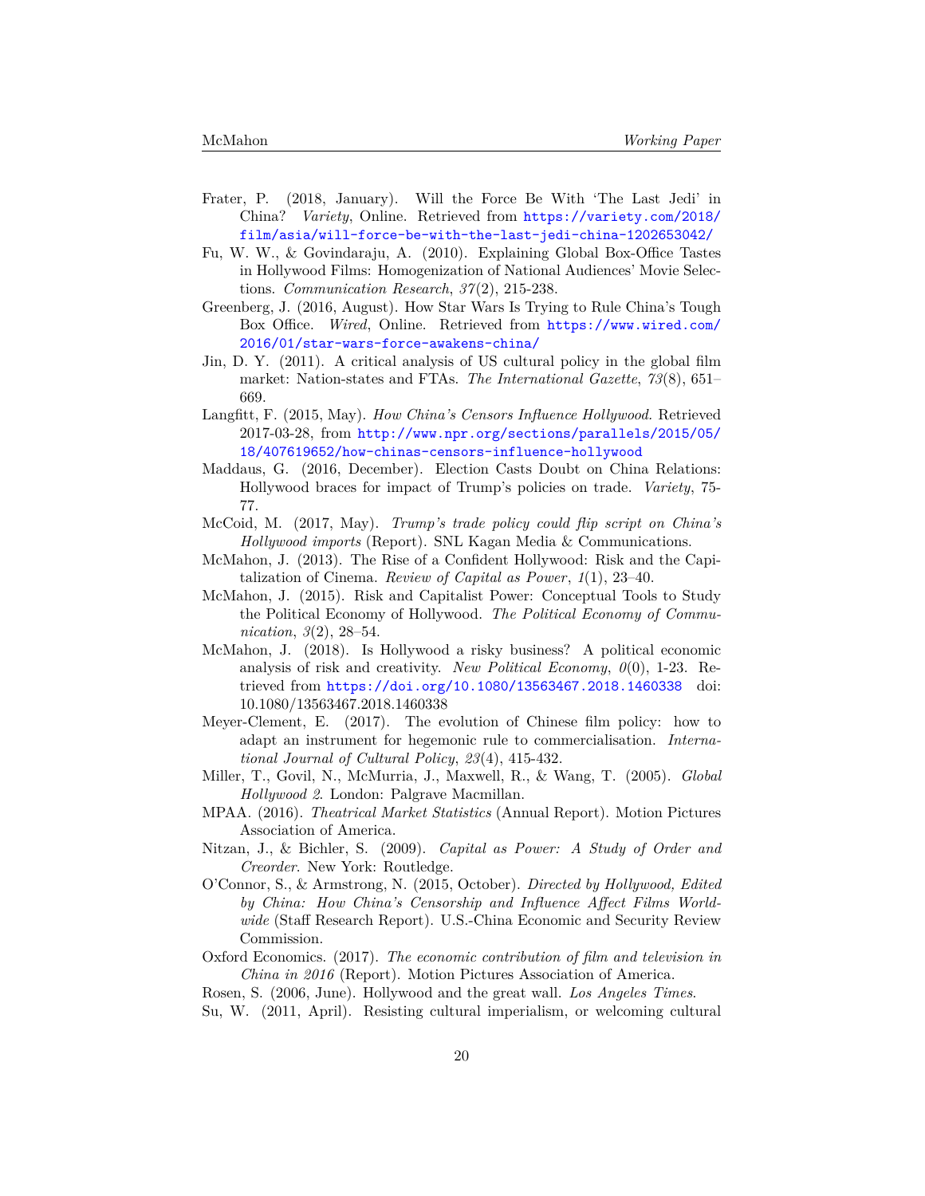Frater, P. (2018, January). Will the Force Be With 'The Last Jedi' in China? *Variety*, Online. Retrieved from https://variety.com/2018/film/asia/will-force-be-with-the-last-jedi-china-1202653042/

Fu, W. W., & Govindaraju, A. (2010). Explaining Global Box-Office Tastes in Hollywood Films: Homogenization of National Audiences' Movie Selections. *Communication Research*, *37*(2), 215-238.

Greenberg, J. (2016, August). How Star Wars Is Trying to Rule China's Tough Box Office. *Wired*, Online. Retrieved from https://www.wired.com/2016/01/star-wars-force-awakens-china/

Jin, D. Y. (2011). A critical analysis of US cultural policy in the global film market: Nation-states and FTAs. *The International Gazette*, *73*(8), 651–669.

Langfitt, F. (2015, May). *How China's Censors Influence Hollywood.* Retrieved 2017-03-28, from http://www.npr.org/sections/parallels/2015/05/18/407619652/how-chinas-censors-influence-hollywood

Maddaus, G. (2016, December). Election Casts Doubt on China Relations: Hollywood braces for impact of Trump's policies on trade. *Variety*, 75-77.

McCoid, M. (2017, May). *Trump's trade policy could flip script on China's Hollywood imports* (Report). SNL Kagan Media & Communications.

McMahon, J. (2013). The Rise of a Confident Hollywood: Risk and the Capitalization of Cinema. *Review of Capital as Power*, *1*(1), 23–40.

McMahon, J. (2015). Risk and Capitalist Power: Conceptual Tools to Study the Political Economy of Hollywood. *The Political Economy of Communication*, *3*(2), 28–54.

McMahon, J. (2018). Is Hollywood a risky business? A political economic analysis of risk and creativity. *New Political Economy*, *0*(0), 1-23. Retrieved from https://doi.org/10.1080/13563467.2018.1460338 doi: 10.1080/13563467.2018.1460338

Meyer-Clement, E. (2017). The evolution of Chinese film policy: how to adapt an instrument for hegemonic rule to commercialisation. *International Journal of Cultural Policy*, *23*(4), 415-432.

Miller, T., Govil, N., McMurria, J., Maxwell, R., & Wang, T. (2005). *Global Hollywood 2*. London: Palgrave Macmillan.

MPAA. (2016). *Theatrical Market Statistics* (Annual Report). Motion Pictures Association of America.

Nitzan, J., & Bichler, S. (2009). *Capital as Power: A Study of Order and Creorder*. New York: Routledge.

O'Connor, S., & Armstrong, N. (2015, October). *Directed by Hollywood, Edited by China: How China's Censorship and Influence Affect Films Worldwide* (Staff Research Report). U.S.-China Economic and Security Review Commission.

Oxford Economics. (2017). *The economic contribution of film and television in China in 2016* (Report). Motion Pictures Association of America.

Rosen, S. (2006, June). Hollywood and the great wall. *Los Angeles Times*.

Su, W. (2011, April). Resisting cultural imperialism, or welcoming cultural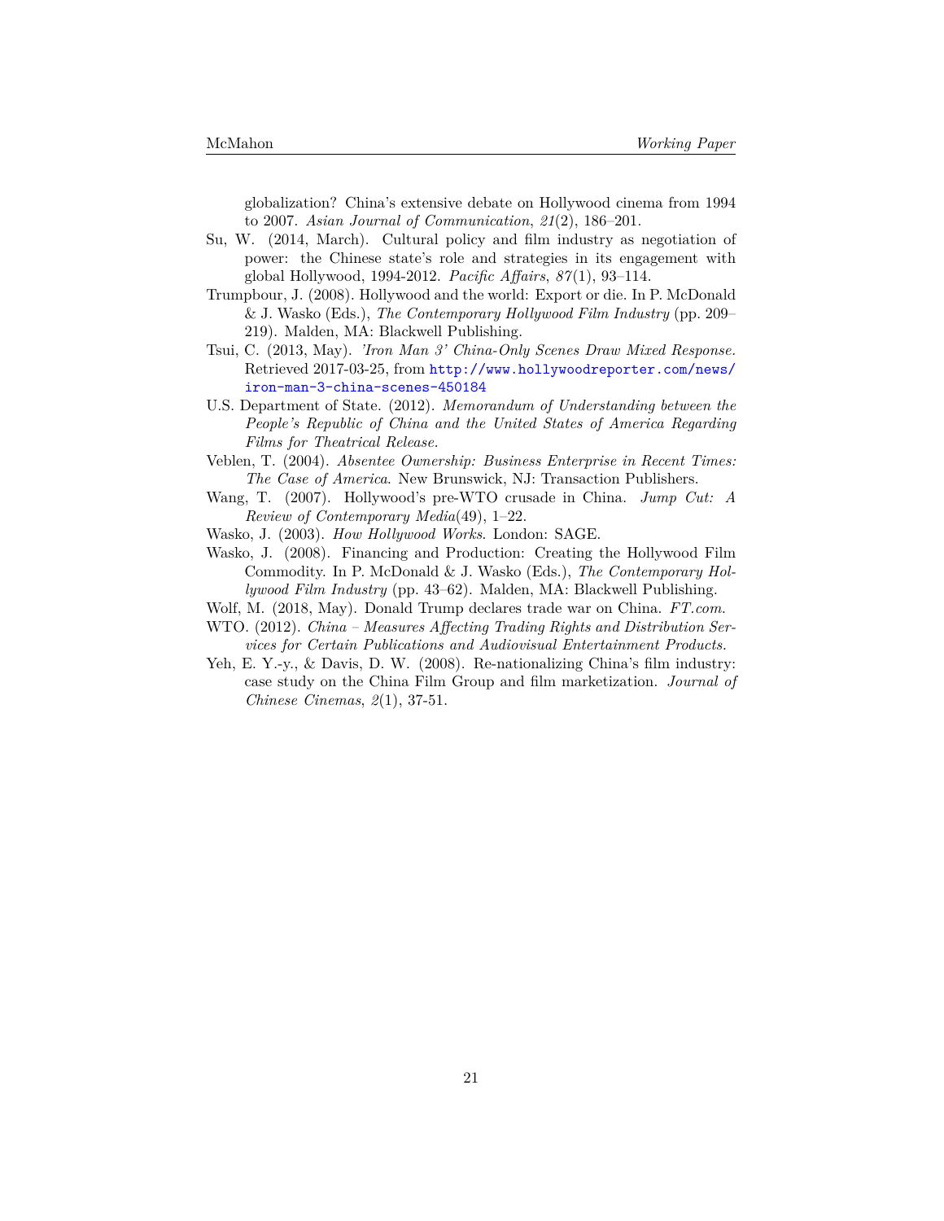globalization? China's extensive debate on Hollywood cinema from 1994 to 2007. *Asian Journal of Communication*, *21*(2), 186–201.

Su, W. (2014, March). Cultural policy and film industry as negotiation of power: the Chinese state's role and strategies in its engagement with global Hollywood, 1994-2012. *Pacific Affairs*, *87*(1), 93–114.

Trumpbour, J. (2008). Hollywood and the world: Export or die. In P. McDonald & J. Wasko (Eds.), *The Contemporary Hollywood Film Industry* (pp. 209–219). Malden, MA: Blackwell Publishing.

Tsui, C. (2013, May). *'Iron Man 3' China-Only Scenes Draw Mixed Response.* Retrieved 2017-03-25, from http://www.hollywoodreporter.com/news/iron-man-3-china-scenes-450184

U.S. Department of State. (2012). *Memorandum of Understanding between the People's Republic of China and the United States of America Regarding Films for Theatrical Release.*

Veblen, T. (2004). *Absentee Ownership: Business Enterprise in Recent Times: The Case of America*. New Brunswick, NJ: Transaction Publishers.

Wang, T. (2007). Hollywood's pre-WTO crusade in China. *Jump Cut: A Review of Contemporary Media*(49), 1–22.

Wasko, J. (2003). *How Hollywood Works*. London: SAGE.

Wasko, J. (2008). Financing and Production: Creating the Hollywood Film Commodity. In P. McDonald & J. Wasko (Eds.), *The Contemporary Hollywood Film Industry* (pp. 43–62). Malden, MA: Blackwell Publishing.

Wolf, M. (2018, May). Donald Trump declares trade war on China. *FT.com.*

WTO. (2012). *China – Measures Affecting Trading Rights and Distribution Services for Certain Publications and Audiovisual Entertainment Products.*

Yeh, E. Y.-y., & Davis, D. W. (2008). Re-nationalizing China's film industry: case study on the China Film Group and film marketization. *Journal of Chinese Cinemas*, *2*(1), 37-51.